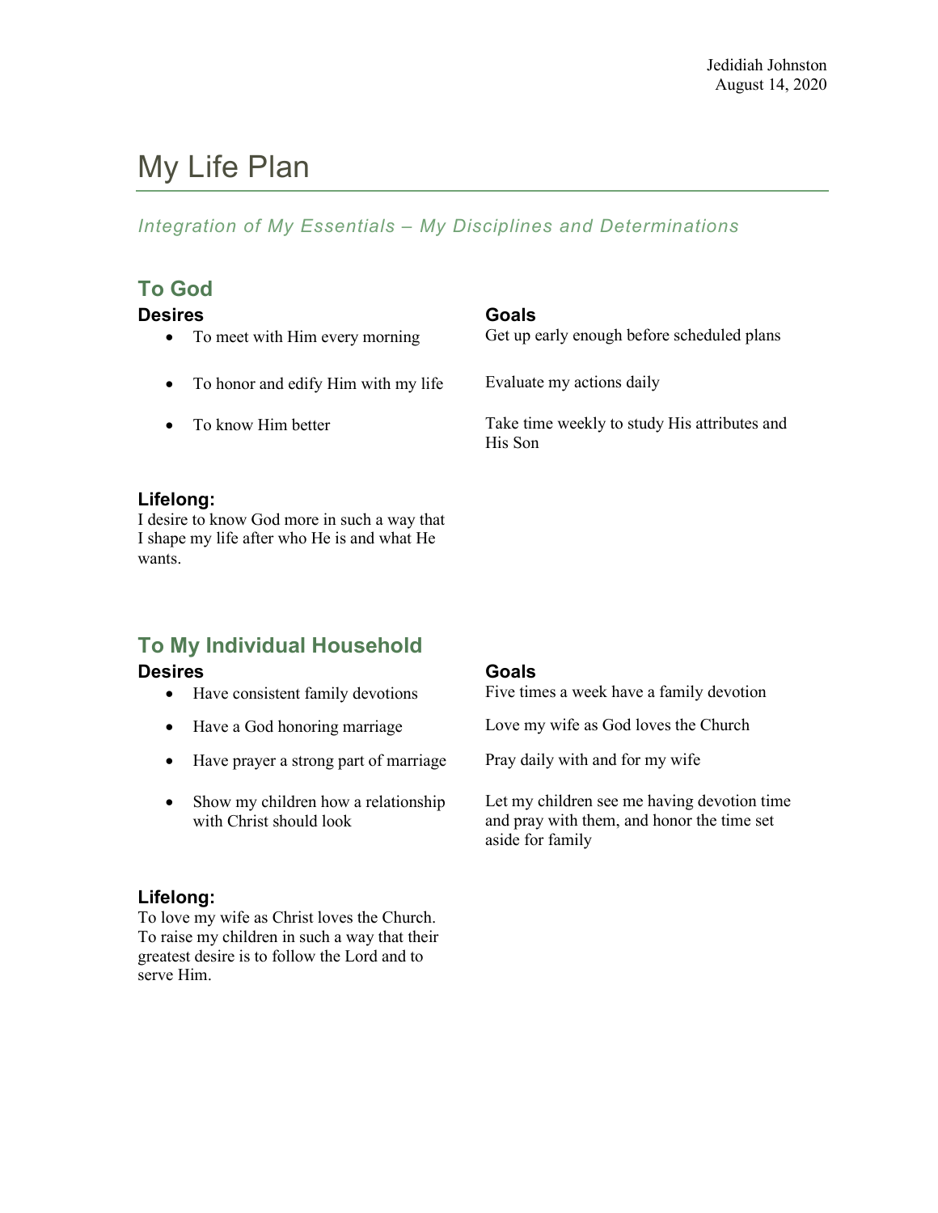Jedidiah Johnston
August 14, 2020

# My Life Plan

*Integration of My Essentials – My Disciplines and Determinations*

## To God

| Desires | Goals |
| --- | --- |
| To meet with Him every morning | Get up early enough before scheduled plans |
| To honor and edify Him with my life | Evaluate my actions daily |
| To know Him better | Take time weekly to study His attributes and His Son |

### Lifelong:

I desire to know God more in such a way that I shape my life after who He is and what He wants.

## To My Individual Household

| Desires | Goals |
| --- | --- |
| Have consistent family devotions | Five times a week have a family devotion |
| Have a God honoring marriage | Love my wife as God loves the Church |
| Have prayer a strong part of marriage | Pray daily with and for my wife |
| Show my children how a relationship with Christ should look | Let my children see me having devotion time and pray with them, and honor the time set aside for family |

### Lifelong:

To love my wife as Christ loves the Church. To raise my children in such a way that their greatest desire is to follow the Lord and to serve Him.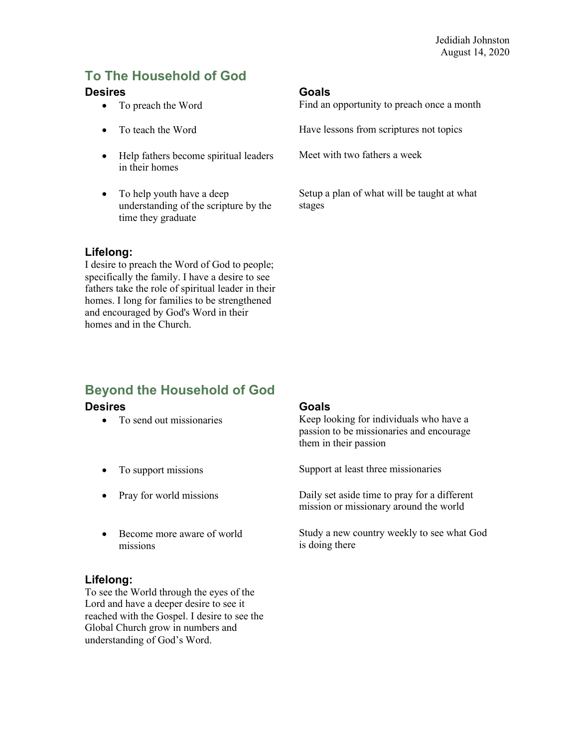Jedidiah Johnston
August 14, 2020

## To The Household of God

| Desires | Goals |
| --- | --- |
| To preach the Word | Find an opportunity to preach once a month |
| To teach the Word | Have lessons from scriptures not topics |
| Help fathers become spiritual leaders in their homes | Meet with two fathers a week |
| To help youth have a deep understanding of the scripture by the time they graduate | Setup a plan of what will be taught at what stages |

### Lifelong:

I desire to preach the Word of God to people; specifically the family. I have a desire to see fathers take the role of spiritual leader in their homes. I long for families to be strengthened and encouraged by God's Word in their homes and in the Church.

## Beyond the Household of God

| Desires | Goals |
| --- | --- |
| To send out missionaries | Keep looking for individuals who have a passion to be missionaries and encourage them in their passion |
| To support missions | Support at least three missionaries |
| Pray for world missions | Daily set aside time to pray for a different mission or missionary around the world |
| Become more aware of world missions | Study a new country weekly to see what God is doing there |

### Lifelong:

To see the World through the eyes of the Lord and have a deeper desire to see it reached with the Gospel. I desire to see the Global Church grow in numbers and understanding of God's Word.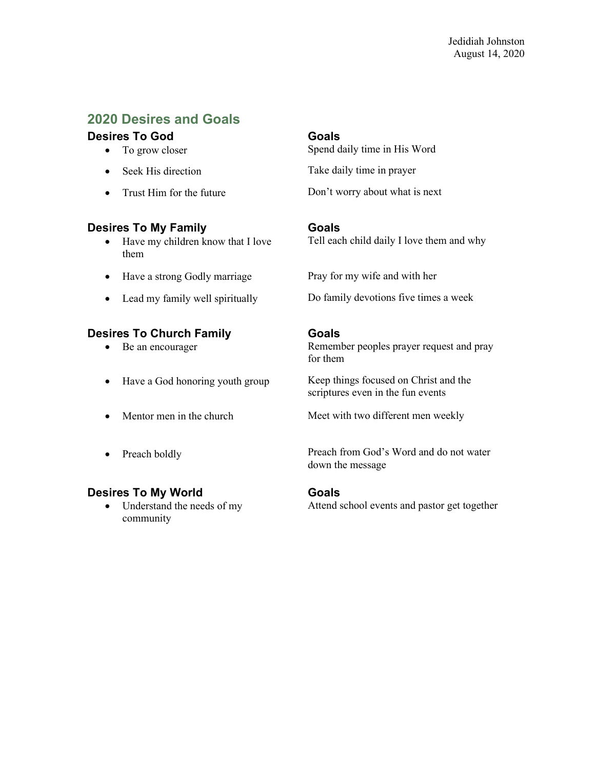Jedidiah Johnston
August 14, 2020

## 2020 Desires and Goals

| Desires To God | Goals |
| --- | --- |
| • To grow closer | Spend daily time in His Word |
| • Seek His direction | Take daily time in prayer |
| • Trust Him for the future | Don't worry about what is next |

| Desires To My Family | Goals |
| --- | --- |
| • Have my children know that I love them | Tell each child daily I love them and why |
| • Have a strong Godly marriage | Pray for my wife and with her |
| • Lead my family well spiritually | Do family devotions five times a week |

| Desires To Church Family | Goals |
| --- | --- |
| • Be an encourager | Remember peoples prayer request and pray for them |
| • Have a God honoring youth group | Keep things focused on Christ and the scriptures even in the fun events |
| • Mentor men in the church | Meet with two different men weekly |
| • Preach boldly | Preach from God's Word and do not water down the message |

| Desires To My World | Goals |
| --- | --- |
| • Understand the needs of my community | Attend school events and pastor get together |